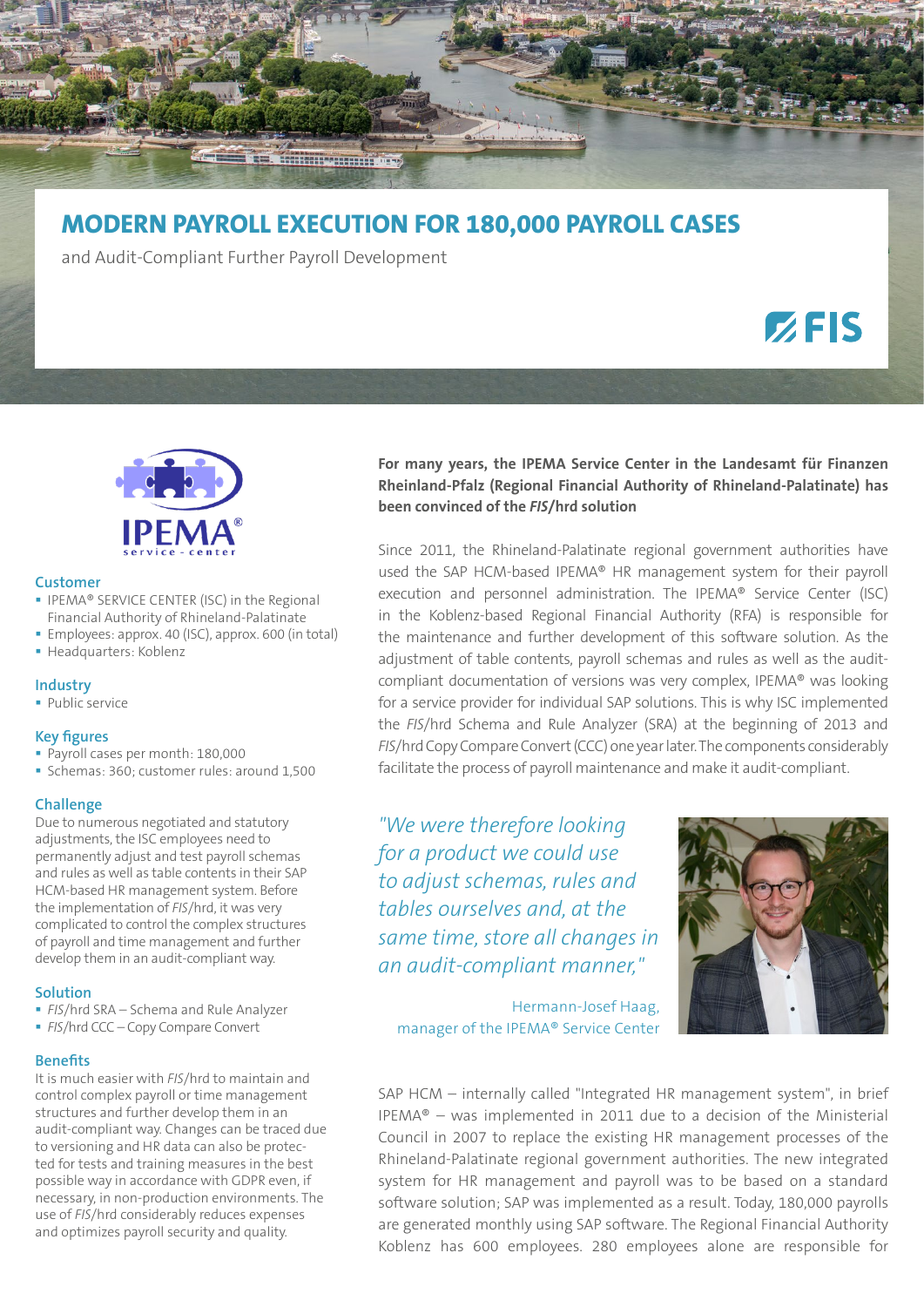# MODERN PAYROLL EXECUTION FOR 180,000 PAYROLL CASES

and Audit-Compliant Further Payroll Development

FIS

IPEMA® service-center

### Customer

- IPEMA® SERVICE CENTER (ISC) in the Regional Financial Authority of Rhineland-Palatinate
- Employees: approx. 40 (ISC), approx. 600 (in total)
- Headquarters: Koblenz

### Industry

- Public service

### Key figures

- Payroll cases per month: 180,000
- Schemas: 360; customer rules: around 1,500

### Challenge

Due to numerous negotiated and statutory adjustments, the ISC employees need to permanently adjust and test payroll schemas and rules as well as table contents in their SAP HCM-based HR management system. Before the implementation of *FIS*/hrd, it was very complicated to control the complex structures of payroll and time management and further develop them in an audit-compliant way.

### Solution

- *FIS*/hrd SRA – Schema and Rule Analyzer
- *FIS*/hrd CCC – Copy Compare Convert

### Benefits

It is much easier with *FIS*/hrd to maintain and control complex payroll or time management structures and further develop them in an audit-compliant way. Changes can be traced due to versioning and HR data can also be protected for tests and training measures in the best possible way in accordance with GDPR even, if necessary, in non-production environments. The use of *FIS*/hrd considerably reduces expenses and optimizes payroll security and quality.

**For many years, the IPEMA Service Center in the Landesamt für Finanzen Rheinland-Pfalz (Regional Financial Authority of Rhineland-Palatinate) has been convinced of the *FIS*/hrd solution**

Since 2011, the Rhineland-Palatinate regional government authorities have used the SAP HCM-based IPEMA® HR management system for their payroll execution and personnel administration. The IPEMA® Service Center (ISC) in the Koblenz-based Regional Financial Authority (RFA) is responsible for the maintenance and further development of this software solution. As the adjustment of table contents, payroll schemas and rules as well as the audit-compliant documentation of versions was very complex, IPEMA® was looking for a service provider for individual SAP solutions. This is why ISC implemented the *FIS*/hrd Schema and Rule Analyzer (SRA) at the beginning of 2013 and *FIS*/hrd Copy Compare Convert (CCC) one year later. The components considerably facilitate the process of payroll maintenance and make it audit-compliant.

*"We were therefore looking for a product we could use to adjust schemas, rules and tables ourselves and, at the same time, store all changes in an audit-compliant manner,"*

Hermann-Josef Haag, manager of the IPEMA® Service Center

SAP HCM – internally called "Integrated HR management system", in brief IPEMA® – was implemented in 2011 due to a decision of the Ministerial Council in 2007 to replace the existing HR management processes of the Rhineland-Palatinate regional government authorities. The new integrated system for HR management and payroll was to be based on a standard software solution; SAP was implemented as a result. Today, 180,000 payrolls are generated monthly using SAP software. The Regional Financial Authority Koblenz has 600 employees. 280 employees alone are responsible for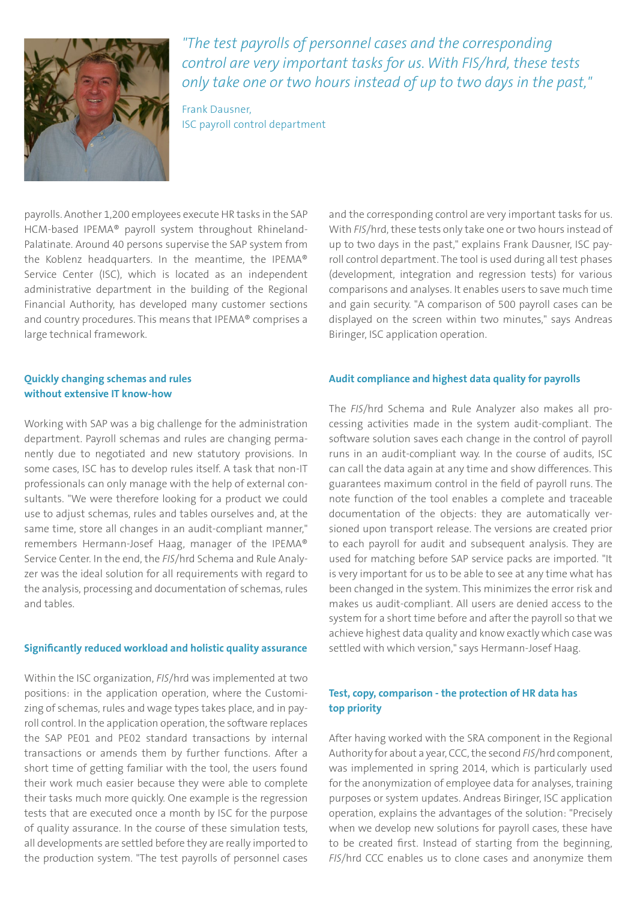*"The test payrolls of personnel cases and the corresponding control are very important tasks for us. With FIS/hrd, these tests only take one or two hours instead of up to two days in the past,"*

Frank Dausner,
ISC payroll control department

payrolls. Another 1,200 employees execute HR tasks in the SAP HCM-based IPEMA® payroll system throughout Rhineland-Palatinate. Around 40 persons supervise the SAP system from the Koblenz headquarters. In the meantime, the IPEMA® Service Center (ISC), which is located as an independent administrative department in the building of the Regional Financial Authority, has developed many customer sections and country procedures. This means that IPEMA® comprises a large technical framework.

#### Quickly changing schemas and rules without extensive IT know-how

Working with SAP was a big challenge for the administration department. Payroll schemas and rules are changing permanently due to negotiated and new statutory provisions. In some cases, ISC has to develop rules itself. A task that non-IT professionals can only manage with the help of external consultants. "We were therefore looking for a product we could use to adjust schemas, rules and tables ourselves and, at the same time, store all changes in an audit-compliant manner," remembers Hermann-Josef Haag, manager of the IPEMA® Service Center. In the end, the *FIS*/hrd Schema and Rule Analyzer was the ideal solution for all requirements with regard to the analysis, processing and documentation of schemas, rules and tables.

#### Significantly reduced workload and holistic quality assurance

Within the ISC organization, *FIS*/hrd was implemented at two positions: in the application operation, where the Customizing of schemas, rules and wage types takes place, and in payroll control. In the application operation, the software replaces the SAP PE01 and PE02 standard transactions by internal transactions or amends them by further functions. After a short time of getting familiar with the tool, the users found their work much easier because they were able to complete their tasks much more quickly. One example is the regression tests that are executed once a month by ISC for the purpose of quality assurance. In the course of these simulation tests, all developments are settled before they are really imported to the production system. "The test payrolls of personnel cases and the corresponding control are very important tasks for us. With *FIS*/hrd, these tests only take one or two hours instead of up to two days in the past," explains Frank Dausner, ISC payroll control department. The tool is used during all test phases (development, integration and regression tests) for various comparisons and analyses. It enables users to save much time and gain security. "A comparison of 500 payroll cases can be displayed on the screen within two minutes," says Andreas Biringer, ISC application operation.

#### Audit compliance and highest data quality for payrolls

The *FIS*/hrd Schema and Rule Analyzer also makes all processing activities made in the system audit-compliant. The software solution saves each change in the control of payroll runs in an audit-compliant way. In the course of audits, ISC can call the data again at any time and show differences. This guarantees maximum control in the field of payroll runs. The note function of the tool enables a complete and traceable documentation of the objects: they are automatically versioned upon transport release. The versions are created prior to each payroll for audit and subsequent analysis. They are used for matching before SAP service packs are imported. "It is very important for us to be able to see at any time what has been changed in the system. This minimizes the error risk and makes us audit-compliant. All users are denied access to the system for a short time before and after the payroll so that we achieve highest data quality and know exactly which case was settled with which version," says Hermann-Josef Haag.

#### Test, copy, comparison - the protection of HR data has top priority

After having worked with the SRA component in the Regional Authority for about a year, CCC, the second *FIS*/hrd component, was implemented in spring 2014, which is particularly used for the anonymization of employee data for analyses, training purposes or system updates. Andreas Biringer, ISC application operation, explains the advantages of the solution: "Precisely when we develop new solutions for payroll cases, these have to be created first. Instead of starting from the beginning, *FIS*/hrd CCC enables us to clone cases and anonymize them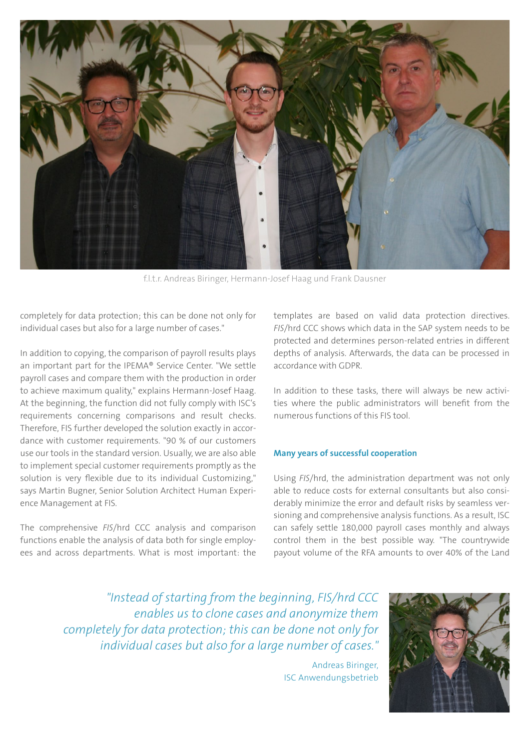f.l.t.r. Andreas Biringer, Hermann-Josef Haag und Frank Dausner

completely for data protection; this can be done not only for individual cases but also for a large number of cases."

In addition to copying, the comparison of payroll results plays an important part for the IPEMA® Service Center. "We settle payroll cases and compare them with the production in order to achieve maximum quality," explains Hermann-Josef Haag. At the beginning, the function did not fully comply with ISC's requirements concerning comparisons and result checks. Therefore, FIS further developed the solution exactly in accordance with customer requirements. "90 % of our customers use our tools in the standard version. Usually, we are also able to implement special customer requirements promptly as the solution is very flexible due to its individual Customizing," says Martin Bugner, Senior Solution Architect Human Experience Management at FIS.

The comprehensive *FIS*/hrd CCC analysis and comparison functions enable the analysis of data both for single employees and across departments. What is most important: the templates are based on valid data protection directives. *FIS*/hrd CCC shows which data in the SAP system needs to be protected and determines person-related entries in different depths of analysis. Afterwards, the data can be processed in accordance with GDPR.

In addition to these tasks, there will always be new activities where the public administrators will benefit from the numerous functions of this FIS tool.

### Many years of successful cooperation

Using *FIS*/hrd, the administration department was not only able to reduce costs for external consultants but also considerably minimize the error and default risks by seamless versioning and comprehensive analysis functions. As a result, ISC can safely settle 180,000 payroll cases monthly and always control them in the best possible way. "The countrywide payout volume of the RFA amounts to over 40% of the Land

*"Instead of starting from the beginning, FIS/hrd CCC enables us to clone cases and anonymize them completely for data protection; this can be done not only for individual cases but also for a large number of cases."*

Andreas Biringer,
ISC Anwendungsbetrieb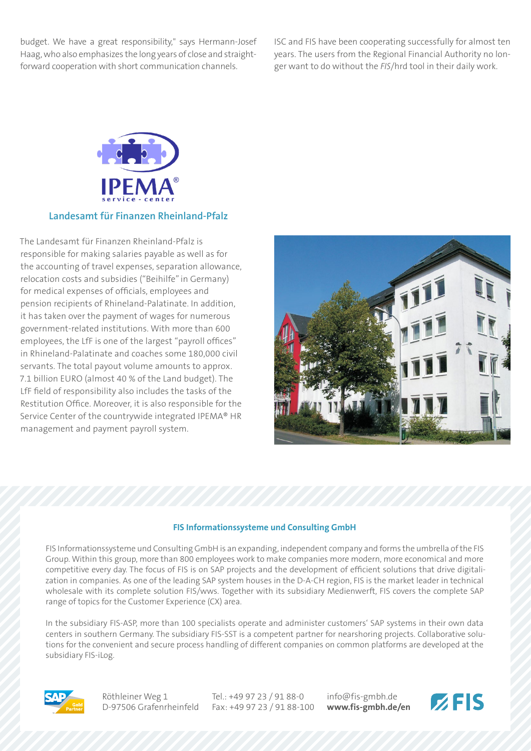budget. We have a great responsibility," says Hermann-Josef Haag, who also emphasizes the long years of close and straightforward cooperation with short communication channels.

ISC and FIS have been cooperating successfully for almost ten years. The users from the Regional Financial Authority no longer want to do without the *FIS*/hrd tool in their daily work.

IPEMA®
service - center

## Landesamt für Finanzen Rheinland-Pfalz

The Landesamt für Finanzen Rheinland-Pfalz is responsible for making salaries payable as well as for the accounting of travel expenses, separation allowance, relocation costs and subsidies ("Beihilfe" in Germany) for medical expenses of officials, employees and pension recipients of Rhineland-Palatinate. In addition, it has taken over the payment of wages for numerous government-related institutions. With more than 600 employees, the LfF is one of the largest "payroll offices" in Rhineland-Palatinate and coaches some 180,000 civil servants. The total payout volume amounts to approx. 7.1 billion EURO (almost 40 % of the Land budget). The LfF field of responsibility also includes the tasks of the Restitution Office. Moreover, it is also responsible for the Service Center of the countrywide integrated IPEMA® HR management and payment payroll system.

### FIS Informationssysteme und Consulting GmbH

FIS Informationssysteme und Consulting GmbH is an expanding, independent company and forms the umbrella of the FIS Group. Within this group, more than 800 employees work to make companies more modern, more economical and more competitive every day. The focus of FIS is on SAP projects and the development of efficient solutions that drive digitalization in companies. As one of the leading SAP system houses in the D-A-CH region, FIS is the market leader in technical wholesale with its complete solution FIS/wws. Together with its subsidiary Medienwerft, FIS covers the complete SAP range of topics for the Customer Experience (CX) area.

In the subsidiary FIS-ASP, more than 100 specialists operate and administer customers' SAP systems in their own data centers in southern Germany. The subsidiary FIS-SST is a competent partner for nearshoring projects. Collaborative solutions for the convenient and secure process handling of different companies on common platforms are developed at the subsidiary FIS-iLog.

SAP Gold Partner

Röthleiner Weg 1
D-97506 Grafenrheinfeld

Tel.: +49 97 23 / 91 88-0
Fax: +49 97 23 / 91 88-100

info@fis-gmbh.de
**www.fis-gmbh.de/en**

FIS